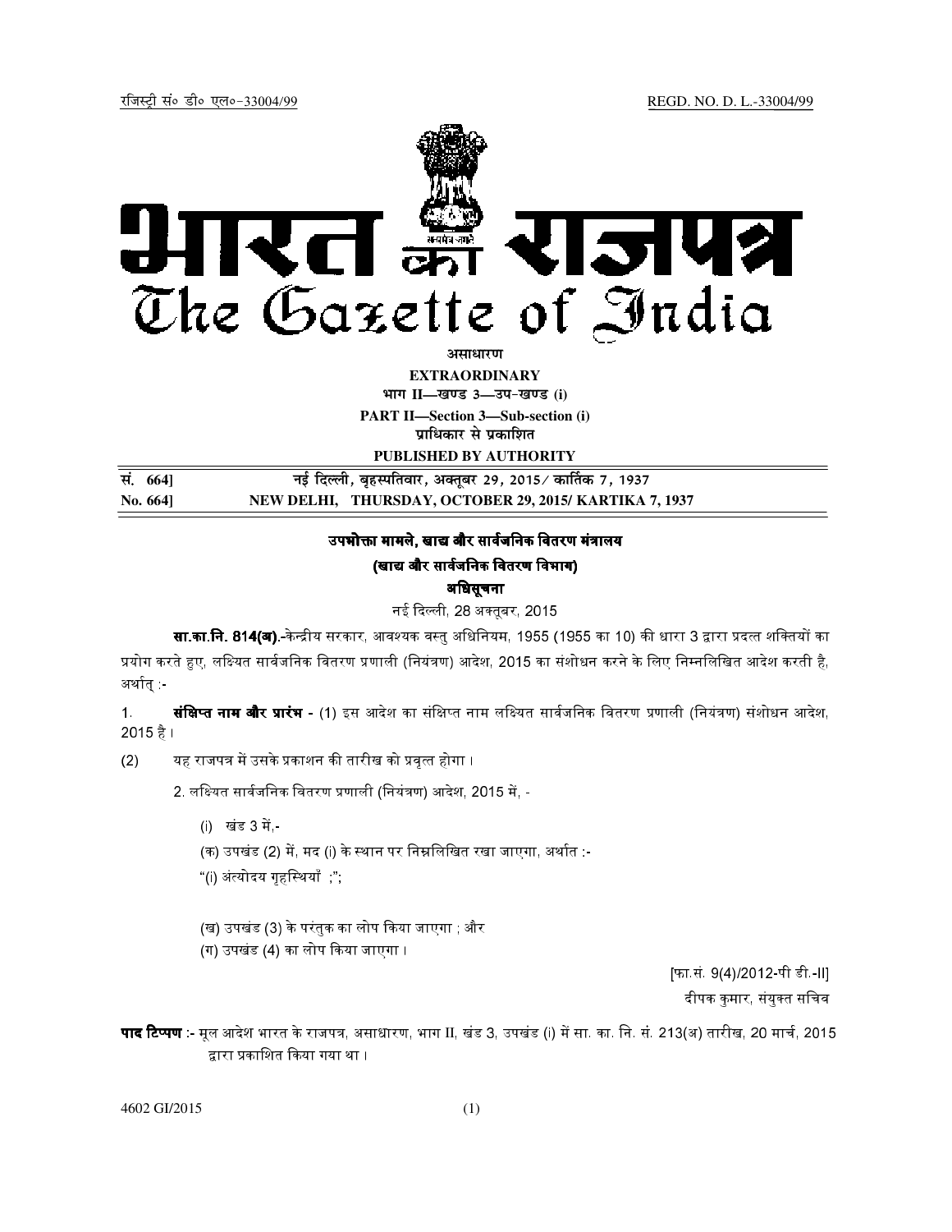रजिस्ट्री सं० डी० एल०-33004/99 REGD. NO. D. L.-33004/99

# भारत का राजपत्र
# The Gazette of India

**असाधारण**

**EXTRAORDINARY**

**भाग II—खण्ड 3—उप-खण्ड (i)**

**PART II—Section 3—Sub-section (i)**

**प्राधिकार से प्रकाशित**

**PUBLISHED BY AUTHORITY**

| सं. 664] | नई दिल्ली, बृहस्पतिवार, अक्तूबर 29, 2015/ कार्तिक 7, 1937 |
|---|---|
| **No. 664]** | **NEW DELHI, THURSDAY, OCTOBER 29, 2015/ KARTIKA 7, 1937** |

## उपभोक्ता मामले, खाद्य और सार्वजनिक वितरण मंत्रालय

### (खाद्य और सार्वजनिक वितरण विभाग)

### अधिसूचना

नई दिल्ली, 28 अक्तूबर, 2015

**सा.का.नि. 814(अ).**-केन्द्रीय सरकार, आवश्यक वस्तु अधिनियम, 1955 (1955 का 10) की धारा 3 द्वारा प्रदत्त शक्तियों का प्रयोग करते हुए, लक्ष्यित सार्वजनिक वितरण प्रणाली (नियंत्रण) आदेश, 2015 का संशोधन करने के लिए निम्नलिखित आदेश करती है, अर्थात् :-

1. **संक्षिप्त नाम और प्रारंभ -** (1) इस आदेश का संक्षिप्त नाम लक्ष्यित सार्वजनिक वितरण प्रणाली (नियंत्रण) संशोधन आदेश, 2015 है ।

(2) यह राजपत्र में उसके प्रकाशन की तारीख को प्रवृत्त होगा ।

2. लक्ष्यित सार्वजनिक वितरण प्रणाली (नियंत्रण) आदेश, 2015 में, -

(i) खंड 3 में,-

(क) उपखंड (2) में, मद (i) के स्थान पर निम्नलिखित रखा जाएगा, अर्थात :-

"(i) अंत्योदय गृहस्थियाँ ;";

(ख) उपखंड (3) के परंतुक का लोप किया जाएगा ; और

(ग) उपखंड (4) का लोप किया जाएगा ।

[फा.सं. 9(4)/2012-पी डी.-II]

दीपक कुमार, संयुक्त सचिव

**पाद टिप्पण** :- मूल आदेश भारत के राजपत्र, असाधारण, भाग II, खंड 3, उपखंड (i) में सा. का. नि. सं. 213(अ) तारीख, 20 मार्च, 2015 द्वारा प्रकाशित किया गया था ।

4602 GI/2015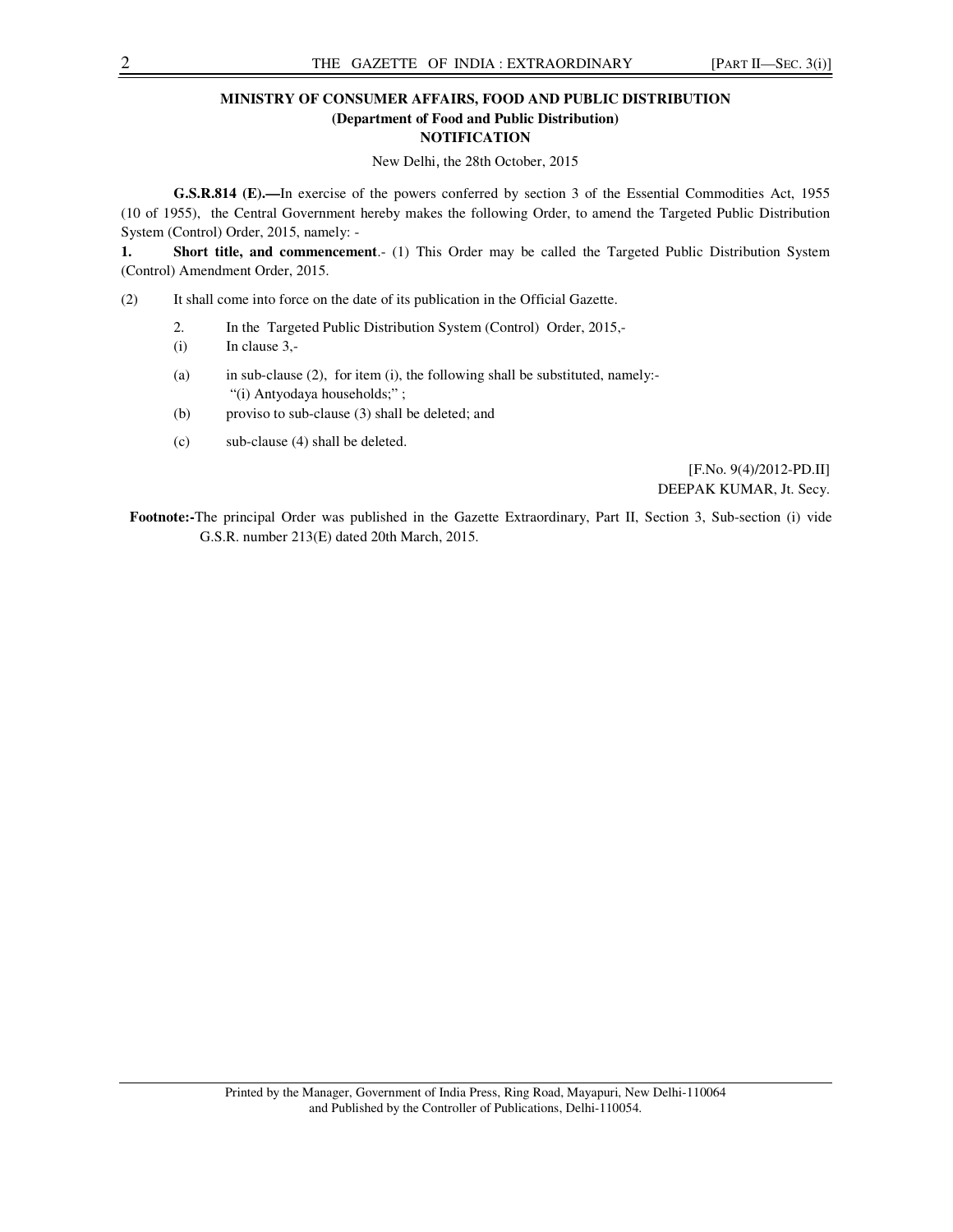**MINISTRY OF CONSUMER AFFAIRS, FOOD AND PUBLIC DISTRIBUTION**

**(Department of Food and Public Distribution)**

**NOTIFICATION**

New Delhi, the 28th October, 2015

**G.S.R.814 (E).—**In exercise of the powers conferred by section 3 of the Essential Commodities Act, 1955 (10 of 1955), the Central Government hereby makes the following Order, to amend the Targeted Public Distribution System (Control) Order, 2015, namely: -

**1. Short title, and commencement**.- (1) This Order may be called the Targeted Public Distribution System (Control) Amendment Order, 2015.

(2) It shall come into force on the date of its publication in the Official Gazette.

2. In the Targeted Public Distribution System (Control) Order, 2015,-

(i) In clause 3,-

(a) in sub-clause (2), for item (i), the following shall be substituted, namely:-
"(i) Antyodaya households;" ;

(b) proviso to sub-clause (3) shall be deleted; and

(c) sub-clause (4) shall be deleted.

[F.No. 9(4)/2012-PD.II]

DEEPAK KUMAR, Jt. Secy.

**Footnote:-**The principal Order was published in the Gazette Extraordinary, Part II, Section 3, Sub-section (i) vide G.S.R. number 213(E) dated 20th March, 2015.

Printed by the Manager, Government of India Press, Ring Road, Mayapuri, New Delhi-110064 and Published by the Controller of Publications, Delhi-110054.